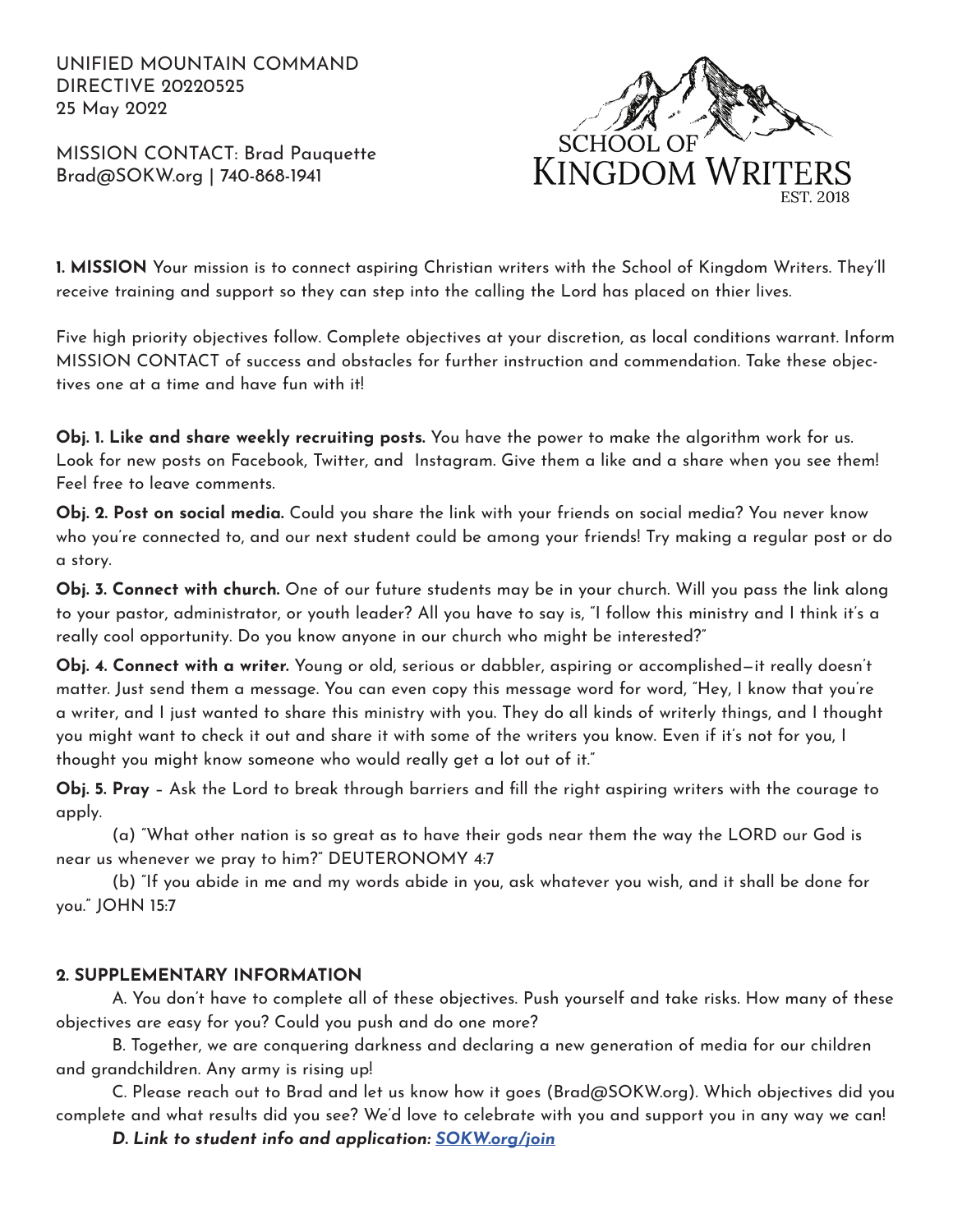UNIFIED MOUNTAIN COMMAND
DIRECTIVE 20220525
25 May 2022

MISSION CONTACT: Brad Pauquette
Brad@SOKW.org | 740-868-1941

SCHOOL OF
KINGDOM WRITERS
EST. 2018

**1. MISSION** Your mission is to connect aspiring Christian writers with the School of Kingdom Writers. They'll receive training and support so they can step into the calling the Lord has placed on thier lives.

Five high priority objectives follow. Complete objectives at your discretion, as local conditions warrant. Inform MISSION CONTACT of success and obstacles for further instruction and commendation. Take these objectives one at a time and have fun with it!

**Obj. 1. Like and share weekly recruiting posts.** You have the power to make the algorithm work for us. Look for new posts on Facebook, Twitter, and Instagram. Give them a like and a share when you see them! Feel free to leave comments.

**Obj. 2. Post on social media.** Could you share the link with your friends on social media? You never know who you're connected to, and our next student could be among your friends! Try making a regular post or do a story.

**Obj. 3. Connect with church.** One of our future students may be in your church. Will you pass the link along to your pastor, administrator, or youth leader? All you have to say is, "I follow this ministry and I think it's a really cool opportunity. Do you know anyone in our church who might be interested?"

**Obj. 4. Connect with a writer.** Young or old, serious or dabbler, aspiring or accomplished—it really doesn't matter. Just send them a message. You can even copy this message word for word, "Hey, I know that you're a writer, and I just wanted to share this ministry with you. They do all kinds of writerly things, and I thought you might want to check it out and share it with some of the writers you know. Even if it's not for you, I thought you might know someone who would really get a lot out of it."

**Obj. 5. Pray** – Ask the Lord to break through barriers and fill the right aspiring writers with the courage to apply.

(a) "What other nation is so great as to have their gods near them the way the LORD our God is near us whenever we pray to him?" DEUTERONOMY 4:7

(b) "If you abide in me and my words abide in you, ask whatever you wish, and it shall be done for you." JOHN 15:7

**2. SUPPLEMENTARY INFORMATION**

A. You don't have to complete all of these objectives. Push yourself and take risks. How many of these objectives are easy for you? Could you push and do one more?

B. Together, we are conquering darkness and declaring a new generation of media for our children and grandchildren. Any army is rising up!

C. Please reach out to Brad and let us know how it goes (Brad@SOKW.org). Which objectives did you complete and what results did you see? We'd love to celebrate with you and support you in any way we can!

***D. Link to student info and application: [SOKW.org/join](SOKW.org/join)***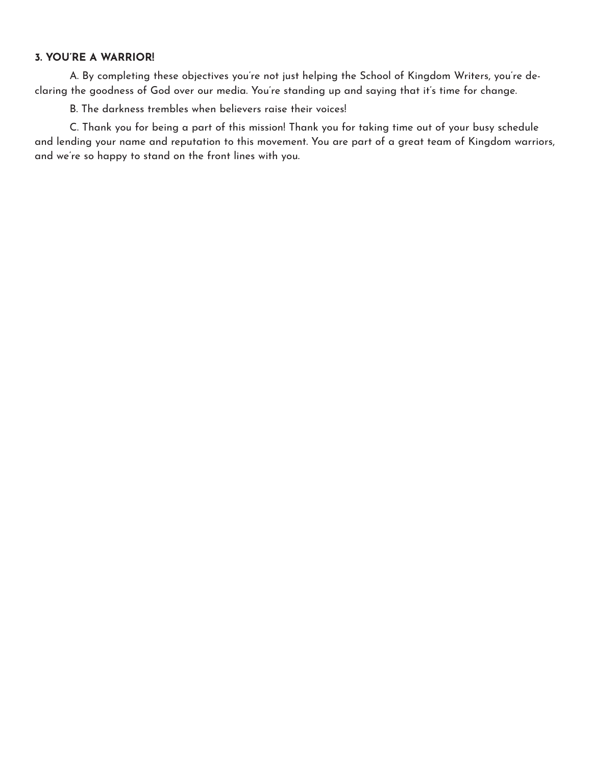### 3. YOU'RE A WARRIOR!

A. By completing these objectives you're not just helping the School of Kingdom Writers, you're declaring the goodness of God over our media. You're standing up and saying that it's time for change.

B. The darkness trembles when believers raise their voices!

C. Thank you for being a part of this mission! Thank you for taking time out of your busy schedule and lending your name and reputation to this movement. You are part of a great team of Kingdom warriors, and we're so happy to stand on the front lines with you.